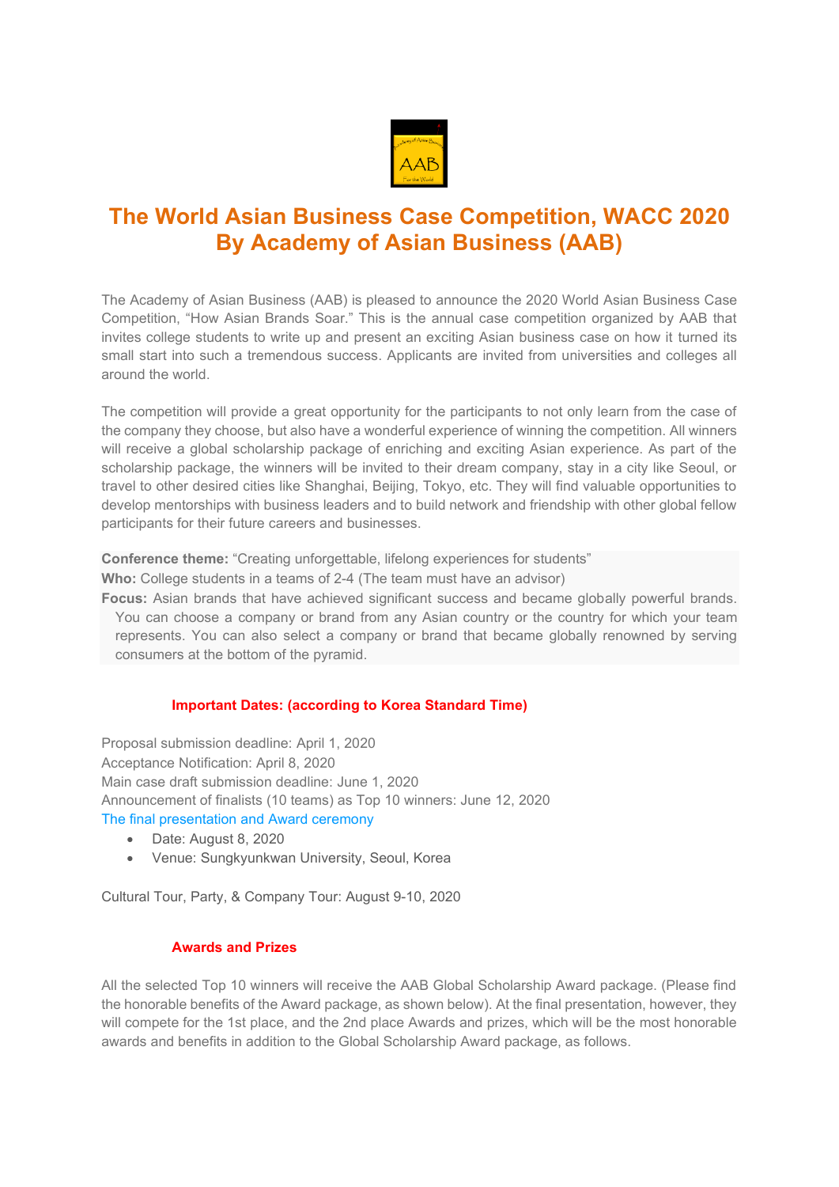# The World Asian Business Case Competition, WACC 2020 By Academy of Asian Business (AAB)

The Academy of Asian Business (AAB) is pleased to announce the 2020 World Asian Business Case Competition, "How Asian Brands Soar." This is the annual case competition organized by AAB that invites college students to write up and present an exciting Asian business case on how it turned its small start into such a tremendous success. Applicants are invited from universities and colleges all around the world.

The competition will provide a great opportunity for the participants to not only learn from the case of the company they choose, but also have a wonderful experience of winning the competition. All winners will receive a global scholarship package of enriching and exciting Asian experience. As part of the scholarship package, the winners will be invited to their dream company, stay in a city like Seoul, or travel to other desired cities like Shanghai, Beijing, Tokyo, etc. They will find valuable opportunities to develop mentorships with business leaders and to build network and friendship with other global fellow participants for their future careers and businesses.

**Conference theme:** "Creating unforgettable, lifelong experiences for students"
**Who:** College students in a teams of 2-4 (The team must have an advisor)
**Focus:** Asian brands that have achieved significant success and became globally powerful brands. You can choose a company or brand from any Asian country or the country for which your team represents. You can also select a company or brand that became globally renowned by serving consumers at the bottom of the pyramid.

### Important Dates: (according to Korea Standard Time)

Proposal submission deadline: April 1, 2020
Acceptance Notification: April 8, 2020
Main case draft submission deadline: June 1, 2020
Announcement of finalists (10 teams) as Top 10 winners: June 12, 2020
The final presentation and Award ceremony

- Date: August 8, 2020
- Venue: Sungkyunkwan University, Seoul, Korea

Cultural Tour, Party, & Company Tour: August 9-10, 2020

### Awards and Prizes

All the selected Top 10 winners will receive the AAB Global Scholarship Award package. (Please find the honorable benefits of the Award package, as shown below). At the final presentation, however, they will compete for the 1st place, and the 2nd place Awards and prizes, which will be the most honorable awards and benefits in addition to the Global Scholarship Award package, as follows.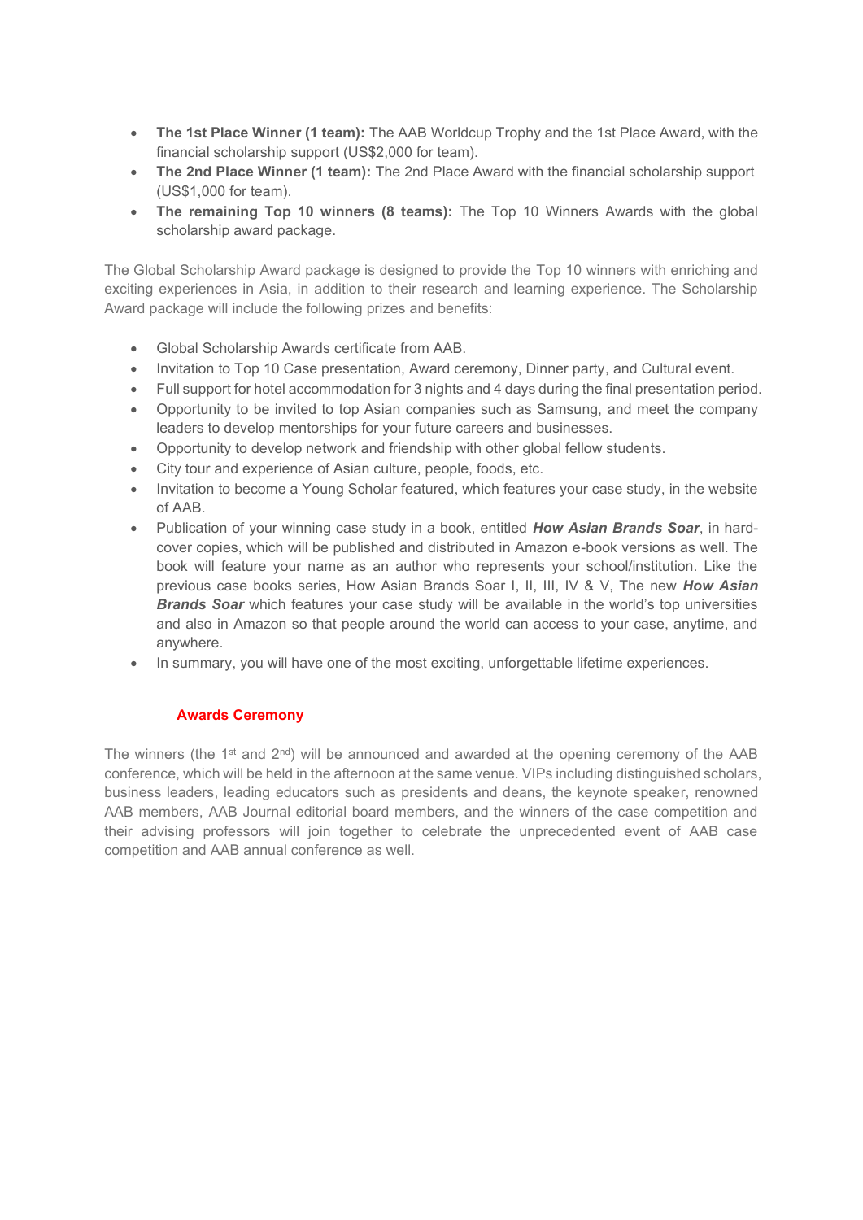- **The 1st Place Winner (1 team):** The AAB Worldcup Trophy and the 1st Place Award, with the financial scholarship support (US$2,000 for team).
- **The 2nd Place Winner (1 team):** The 2nd Place Award with the financial scholarship support (US$1,000 for team).
- **The remaining Top 10 winners (8 teams):** The Top 10 Winners Awards with the global scholarship award package.

The Global Scholarship Award package is designed to provide the Top 10 winners with enriching and exciting experiences in Asia, in addition to their research and learning experience. The Scholarship Award package will include the following prizes and benefits:

- Global Scholarship Awards certificate from AAB.
- Invitation to Top 10 Case presentation, Award ceremony, Dinner party, and Cultural event.
- Full support for hotel accommodation for 3 nights and 4 days during the final presentation period.
- Opportunity to be invited to top Asian companies such as Samsung, and meet the company leaders to develop mentorships for your future careers and businesses.
- Opportunity to develop network and friendship with other global fellow students.
- City tour and experience of Asian culture, people, foods, etc.
- Invitation to become a Young Scholar featured, which features your case study, in the website of AAB.
- Publication of your winning case study in a book, entitled ***How Asian Brands Soar***, in hard-cover copies, which will be published and distributed in Amazon e-book versions as well. The book will feature your name as an author who represents your school/institution. Like the previous case books series, How Asian Brands Soar I, II, III, IV & V, The new ***How Asian Brands Soar*** which features your case study will be available in the world's top universities and also in Amazon so that people around the world can access to your case, anytime, and anywhere.
- In summary, you will have one of the most exciting, unforgettable lifetime experiences.

## Awards Ceremony

The winners (the 1st and 2nd) will be announced and awarded at the opening ceremony of the AAB conference, which will be held in the afternoon at the same venue. VIPs including distinguished scholars, business leaders, leading educators such as presidents and deans, the keynote speaker, renowned AAB members, AAB Journal editorial board members, and the winners of the case competition and their advising professors will join together to celebrate the unprecedented event of AAB case competition and AAB annual conference as well.